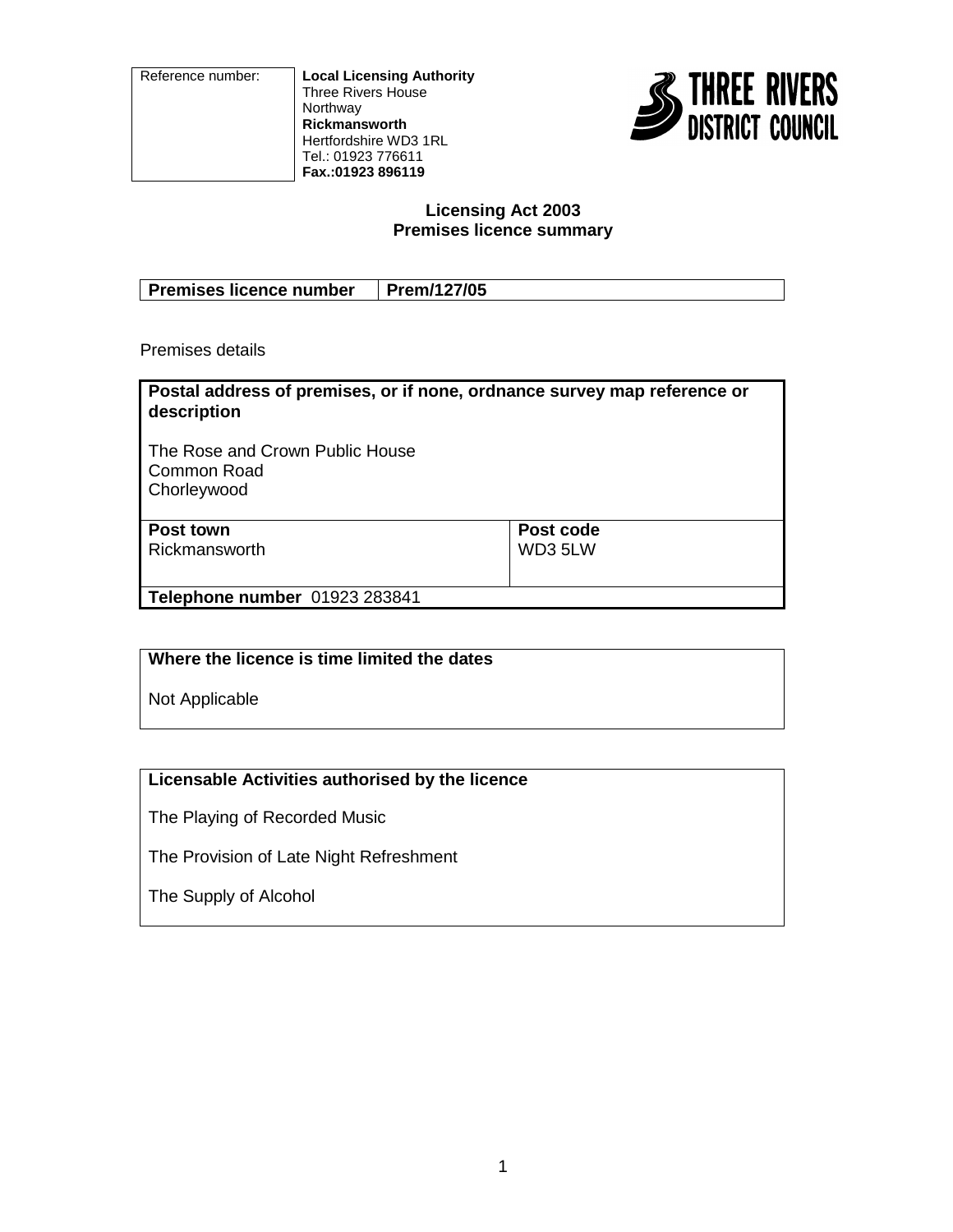| Reference number: | **Local Licensing Authority**<br>Three Rivers House<br>Northway<br>**Rickmansworth**<br>Hertfordshire WD3 1RL<br>Tel.: 01923 776611<br>**Fax.:01923 896119** |
|---|---|

THREE RIVERS DISTRICT COUNCIL

**Licensing Act 2003**
**Premises licence summary**

| **Premises licence number** | **Prem/127/05** |
|---|---|

Premises details

| **Postal address of premises, or if none, ordnance survey map reference or description**<br><br>The Rose and Crown Public House<br>Common Road<br>Chorleywood | |
|---|---|
| **Post town**<br>Rickmansworth | **Post code**<br>WD3 5LW |
| **Telephone number** 01923 283841 | |

**Where the licence is time limited the dates**

Not Applicable

**Licensable Activities authorised by the licence**

The Playing of Recorded Music

The Provision of Late Night Refreshment

The Supply of Alcohol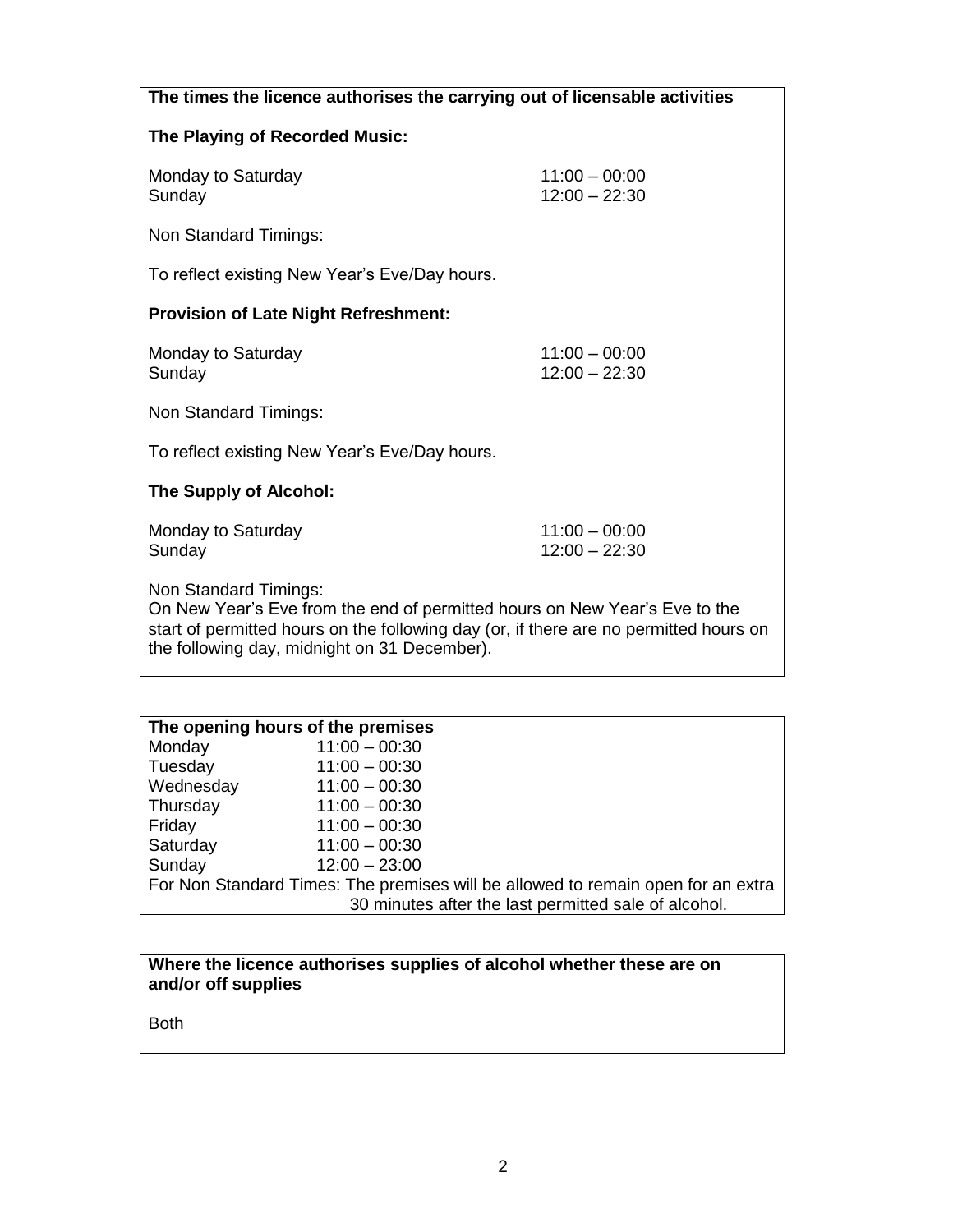**The times the licence authorises the carrying out of licensable activities**

**The Playing of Recorded Music:**

| | |
|---|---|
| Monday to Saturday | 11:00 – 00:00 |
| Sunday | 12:00 – 22:30 |

Non Standard Timings:

To reflect existing New Year's Eve/Day hours.

**Provision of Late Night Refreshment:**

| | |
|---|---|
| Monday to Saturday | 11:00 – 00:00 |
| Sunday | 12:00 – 22:30 |

Non Standard Timings:

To reflect existing New Year's Eve/Day hours.

**The Supply of Alcohol:**

| | |
|---|---|
| Monday to Saturday | 11:00 – 00:00 |
| Sunday | 12:00 – 22:30 |

Non Standard Timings:
On New Year's Eve from the end of permitted hours on New Year's Eve to the start of permitted hours on the following day (or, if there are no permitted hours on the following day, midnight on 31 December).

**The opening hours of the premises**

| | |
|---|---|
| Monday | 11:00 – 00:30 |
| Tuesday | 11:00 – 00:30 |
| Wednesday | 11:00 – 00:30 |
| Thursday | 11:00 – 00:30 |
| Friday | 11:00 – 00:30 |
| Saturday | 11:00 – 00:30 |
| Sunday | 12:00 – 23:00 |

For Non Standard Times: The premises will be allowed to remain open for an extra 30 minutes after the last permitted sale of alcohol.

**Where the licence authorises supplies of alcohol whether these are on and/or off supplies**

Both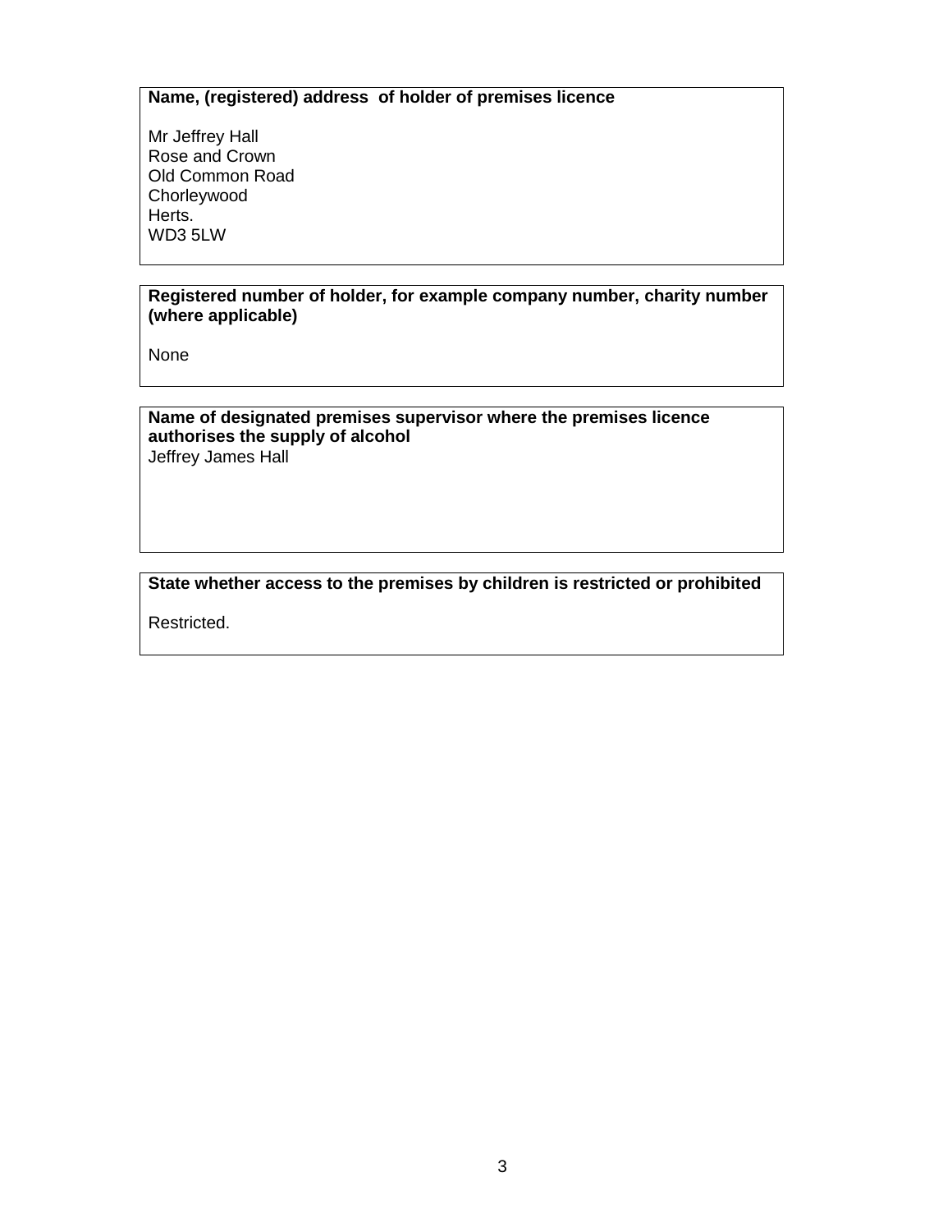**Name, (registered) address of holder of premises licence**

Mr Jeffrey Hall
Rose and Crown
Old Common Road
Chorleywood
Herts.
WD3 5LW

**Registered number of holder, for example company number, charity number (where applicable)**

None

**Name of designated premises supervisor where the premises licence authorises the supply of alcohol**
Jeffrey James Hall

**State whether access to the premises by children is restricted or prohibited**

Restricted.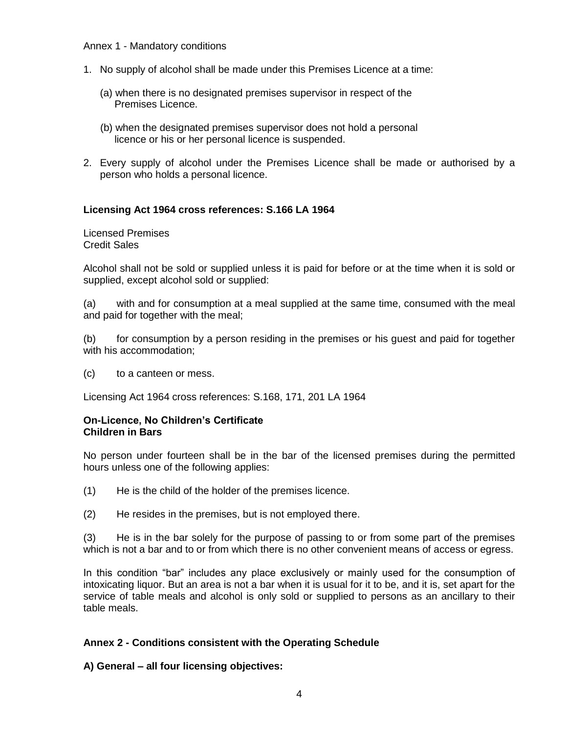Annex 1 - Mandatory conditions

1. No supply of alcohol shall be made under this Premises Licence at a time:

   (a) when there is no designated premises supervisor in respect of the Premises Licence.

   (b) when the designated premises supervisor does not hold a personal licence or his or her personal licence is suspended.

2. Every supply of alcohol under the Premises Licence shall be made or authorised by a person who holds a personal licence.

**Licensing Act 1964 cross references: S.166 LA 1964**

Licensed Premises
Credit Sales

Alcohol shall not be sold or supplied unless it is paid for before or at the time when it is sold or supplied, except alcohol sold or supplied:

(a) with and for consumption at a meal supplied at the same time, consumed with the meal and paid for together with the meal;

(b) for consumption by a person residing in the premises or his guest and paid for together with his accommodation;

(c) to a canteen or mess.

Licensing Act 1964 cross references: S.168, 171, 201 LA 1964

**On-Licence, No Children's Certificate**
**Children in Bars**

No person under fourteen shall be in the bar of the licensed premises during the permitted hours unless one of the following applies:

(1) He is the child of the holder of the premises licence.

(2) He resides in the premises, but is not employed there.

(3) He is in the bar solely for the purpose of passing to or from some part of the premises which is not a bar and to or from which there is no other convenient means of access or egress.

In this condition "bar" includes any place exclusively or mainly used for the consumption of intoxicating liquor. But an area is not a bar when it is usual for it to be, and it is, set apart for the service of table meals and alcohol is only sold or supplied to persons as an ancillary to their table meals.

**Annex 2 - Conditions consistent with the Operating Schedule**

**A) General – all four licensing objectives:**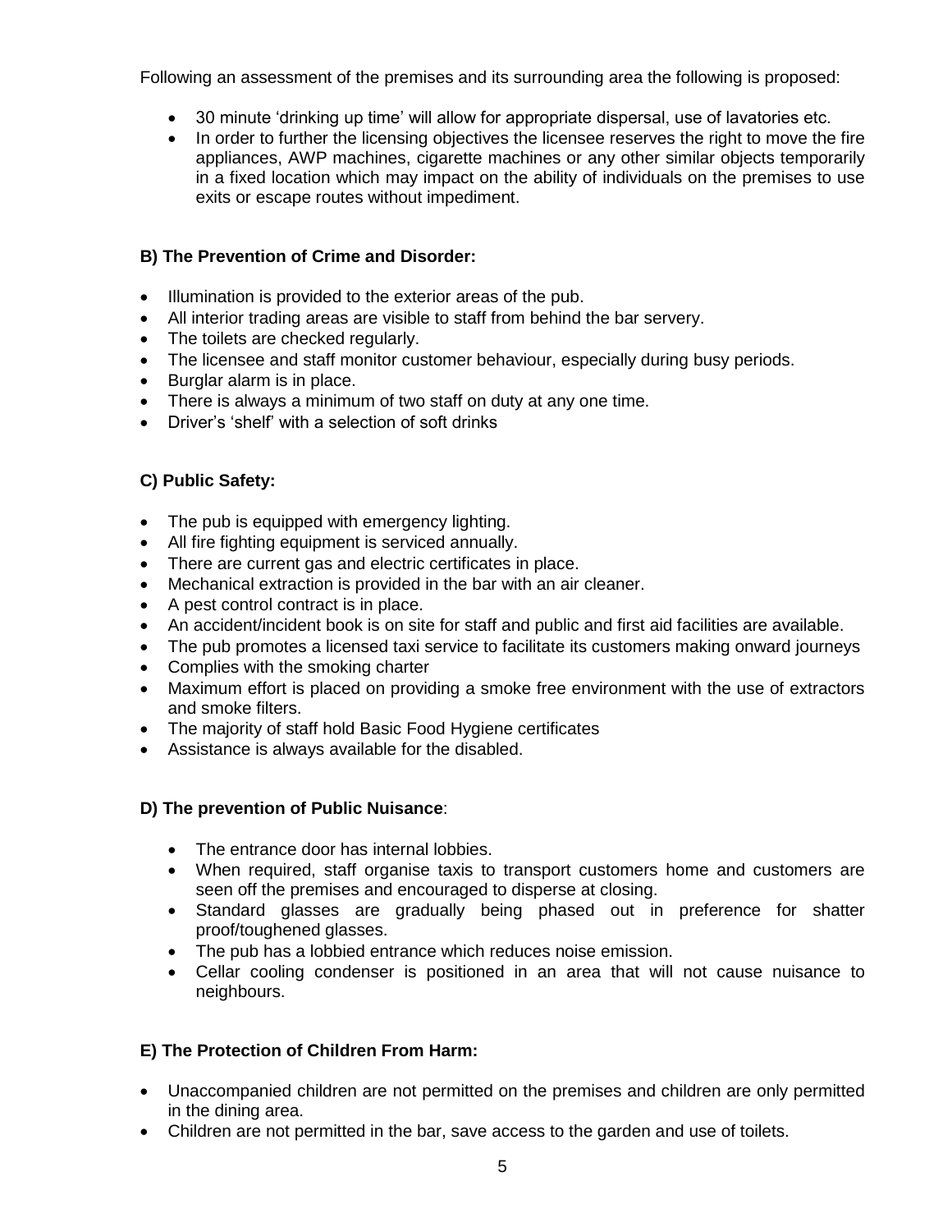Following an assessment of the premises and its surrounding area the following is proposed:

- 30 minute 'drinking up time' will allow for appropriate dispersal, use of lavatories etc.
- In order to further the licensing objectives the licensee reserves the right to move the fire appliances, AWP machines, cigarette machines or any other similar objects temporarily in a fixed location which may impact on the ability of individuals on the premises to use exits or escape routes without impediment.

**B) The Prevention of Crime and Disorder:**

- Illumination is provided to the exterior areas of the pub.
- All interior trading areas are visible to staff from behind the bar servery.
- The toilets are checked regularly.
- The licensee and staff monitor customer behaviour, especially during busy periods.
- Burglar alarm is in place.
- There is always a minimum of two staff on duty at any one time.
- Driver's 'shelf' with a selection of soft drinks

**C) Public Safety:**

- The pub is equipped with emergency lighting.
- All fire fighting equipment is serviced annually.
- There are current gas and electric certificates in place.
- Mechanical extraction is provided in the bar with an air cleaner.
- A pest control contract is in place.
- An accident/incident book is on site for staff and public and first aid facilities are available.
- The pub promotes a licensed taxi service to facilitate its customers making onward journeys
- Complies with the smoking charter
- Maximum effort is placed on providing a smoke free environment with the use of extractors and smoke filters.
- The majority of staff hold Basic Food Hygiene certificates
- Assistance is always available for the disabled.

**D) The prevention of Public Nuisance**:

- The entrance door has internal lobbies.
- When required, staff organise taxis to transport customers home and customers are seen off the premises and encouraged to disperse at closing.
- Standard glasses are gradually being phased out in preference for shatter proof/toughened glasses.
- The pub has a lobbied entrance which reduces noise emission.
- Cellar cooling condenser is positioned in an area that will not cause nuisance to neighbours.

**E) The Protection of Children From Harm:**

- Unaccompanied children are not permitted on the premises and children are only permitted in the dining area.
- Children are not permitted in the bar, save access to the garden and use of toilets.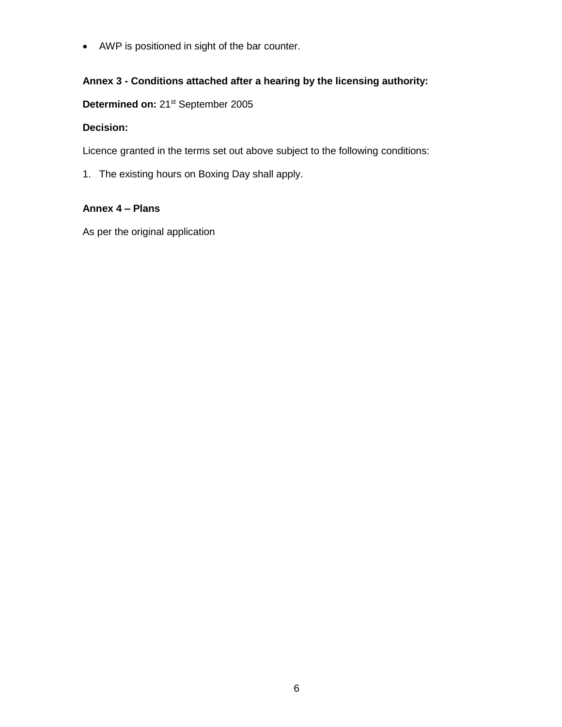- AWP is positioned in sight of the bar counter.

**Annex 3 - Conditions attached after a hearing by the licensing authority:**

**Determined on:** 21st September 2005

**Decision:**

Licence granted in the terms set out above subject to the following conditions:

1. The existing hours on Boxing Day shall apply.

**Annex 4 – Plans**

As per the original application